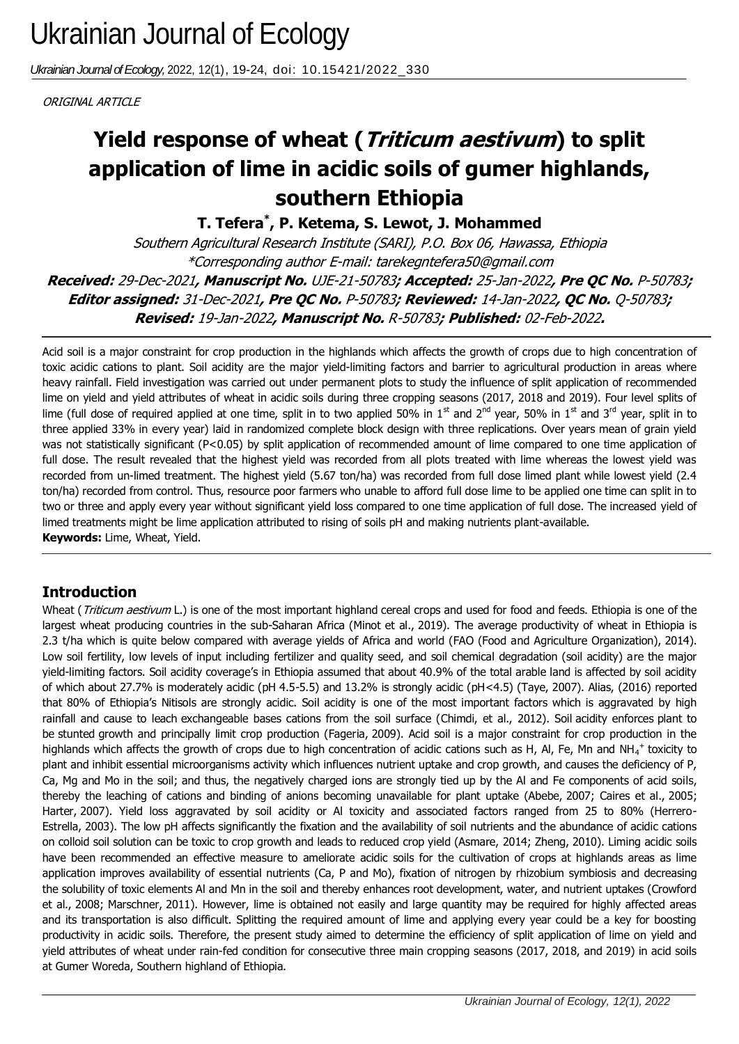ORIGINAL ARTICLE

# Yield response of wheat (*Triticum aestivum*) to split application of lime in acidic soils of gumer highlands, southern Ethiopia

**T. Tefera[*], P. Ketema, S. Lewot, J. Mohammed**

*Southern Agricultural Research Institute (SARI), P.O. Box 06, Hawassa, Ethiopia*
*\*Corresponding author E-mail: tarekegntefera50@gmail.com*

***Received:** 29-Dec-2021**, Manuscript No.** UJE-21-50783**; Accepted:** 25-Jan-2022**, Pre QC No.** P-50783**;***
***Editor assigned:** 31-Dec-2021**, Pre QC No.** P-50783**; Reviewed:** 14-Jan-2022**, QC No.** Q-50783**;***
***Revised:** 19-Jan-2022**, Manuscript No.** R-50783**; Published:** 02-Feb-2022**.***

Acid soil is a major constraint for crop production in the highlands which affects the growth of crops due to high concentration of toxic acidic cations to plant. Soil acidity are the major yield-limiting factors and barrier to agricultural production in areas where heavy rainfall. Field investigation was carried out under permanent plots to study the influence of split application of recommended lime on yield and yield attributes of wheat in acidic soils during three cropping seasons (2017, 2018 and 2019). Four level splits of lime (full dose of required applied at one time, split in to two applied 50% in 1st and 2nd year, 50% in 1st and 3rd year, split in to three applied 33% in every year) laid in randomized complete block design with three replications. Over years mean of grain yield was not statistically significant ($P<0.05$) by split application of recommended amount of lime compared to one time application of full dose. The result revealed that the highest yield was recorded from all plots treated with lime whereas the lowest yield was recorded from un-limed treatment. The highest yield (5.67 ton/ha) was recorded from full dose limed plant while lowest yield (2.4 ton/ha) recorded from control. Thus, resource poor farmers who unable to afford full dose lime to be applied one time can split in to two or three and apply every year without significant yield loss compared to one time application of full dose. The increased yield of limed treatments might be lime application attributed to rising of soils pH and making nutrients plant-available.

**Keywords:** Lime, Wheat, Yield.

## Introduction

Wheat (*Triticum aestivum* L.) is one of the most important highland cereal crops and used for food and feeds. Ethiopia is one of the largest wheat producing countries in the sub-Saharan Africa (Minot et al., 2019). The average productivity of wheat in Ethiopia is 2.3 t/ha which is quite below compared with average yields of Africa and world (FAO (Food and Agriculture Organization), 2014). Low soil fertility, low levels of input including fertilizer and quality seed, and soil chemical degradation (soil acidity) are the major yield-limiting factors. Soil acidity coverage's in Ethiopia assumed that about 40.9% of the total arable land is affected by soil acidity of which about 27.7% is moderately acidic (pH 4.5-5.5) and 13.2% is strongly acidic (pH<4.5) (Taye, 2007). Alias, (2016) reported that 80% of Ethiopia's Nitisols are strongly acidic. Soil acidity is one of the most important factors which is aggravated by high rainfall and cause to leach exchangeable bases cations from the soil surface (Chimdi, et al., 2012). Soil acidity enforces plant to be stunted growth and principally limit crop production (Fageria, 2009). Acid soil is a major constraint for crop production in the highlands which affects the growth of crops due to high concentration of acidic cations such as H, Al, Fe, Mn and $NH_4^+$ toxicity to plant and inhibit essential microorganisms activity which influences nutrient uptake and crop growth, and causes the deficiency of P, Ca, Mg and Mo in the soil; and thus, the negatively charged ions are strongly tied up by the Al and Fe components of acid soils, thereby the leaching of cations and binding of anions becoming unavailable for plant uptake (Abebe, 2007; Caires et al., 2005; Harter, 2007). Yield loss aggravated by soil acidity or Al toxicity and associated factors ranged from 25 to 80% (Herrero-Estrella, 2003). The low pH affects significantly the fixation and the availability of soil nutrients and the abundance of acidic cations on colloid soil solution can be toxic to crop growth and leads to reduced crop yield (Asmare, 2014; Zheng, 2010). Liming acidic soils have been recommended an effective measure to ameliorate acidic soils for the cultivation of crops at highlands areas as lime application improves availability of essential nutrients (Ca, P and Mo), fixation of nitrogen by rhizobium symbiosis and decreasing the solubility of toxic elements Al and Mn in the soil and thereby enhances root development, water, and nutrient uptakes (Crowford et al., 2008; Marschner, 2011). However, lime is obtained not easily and large quantity may be required for highly affected areas and its transportation is also difficult. Splitting the required amount of lime and applying every year could be a key for boosting productivity in acidic soils. Therefore, the present study aimed to determine the efficiency of split application of lime on yield and yield attributes of wheat under rain-fed condition for consecutive three main cropping seasons (2017, 2018, and 2019) in acid soils at Gumer Woreda, Southern highland of Ethiopia.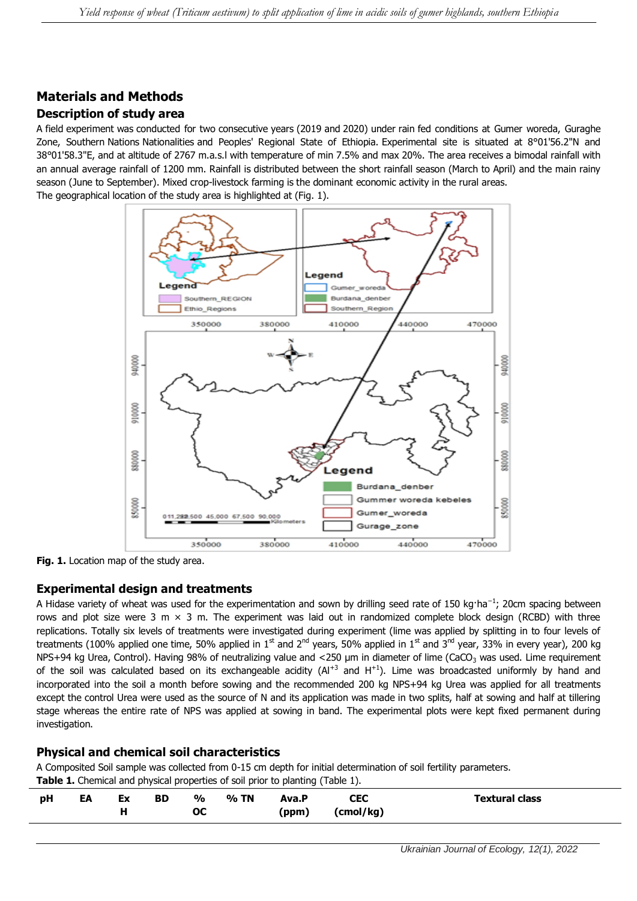## Materials and Methods

### Description of study area

A field experiment was conducted for two consecutive years (2019 and 2020) under rain fed conditions at Gumer woreda, Guraghe Zone, Southern Nations Nationalities and Peoples' Regional State of Ethiopia. Experimental site is situated at 8°01'56.2"N and 38°01'58.3"E, and at altitude of 2767 m.a.s.l with temperature of min 7.5% and max 20%. The area receives a bimodal rainfall with an annual average rainfall of 1200 mm. Rainfall is distributed between the short rainfall season (March to April) and the main rainy season (June to September). Mixed crop-livestock farming is the dominant economic activity in the rural areas.

The geographical location of the study area is highlighted at (Fig. 1).

**Fig. 1.** Location map of the study area.

### Experimental design and treatments

A Hidase variety of wheat was used for the experimentation and sown by drilling seed rate of 150 kg·ha$^{-1}$; 20cm spacing between rows and plot size were 3 m × 3 m. The experiment was laid out in randomized complete block design (RCBD) with three replications. Totally six levels of treatments were investigated during experiment (lime was applied by splitting in to four levels of treatments (100% applied one time, 50% applied in 1$^{st}$ and 2$^{nd}$ years, 50% applied in 1$^{st}$ and 3$^{rd}$ year, 33% in every year), 200 kg NPS+94 kg Urea, Control). Having 98% of neutralizing value and <250 µm in diameter of lime ($CaCO_3$ was used. Lime requirement of the soil was calculated based on its exchangeable acidity ($Al^{+3}$ and $H^{+1}$). Lime was broadcasted uniformly by hand and incorporated into the soil a month before sowing and the recommended 200 kg NPS+94 kg Urea was applied for all treatments except the control Urea were used as the source of N and its application was made in two splits, half at sowing and half at tillering stage whereas the entire rate of NPS was applied at sowing in band. The experimental plots were kept fixed permanent during investigation.

### Physical and chemical soil characteristics

A Composited Soil sample was collected from 0-15 cm depth for initial determination of soil fertility parameters.

**Table 1.** Chemical and physical properties of soil prior to planting (Table 1).

| pH | EA | Ex H | BD | % OC | % TN | Ava.P (ppm) | CEC (cmol/kg) | Textural class |
|---|---|---|---|---|---|---|---|---|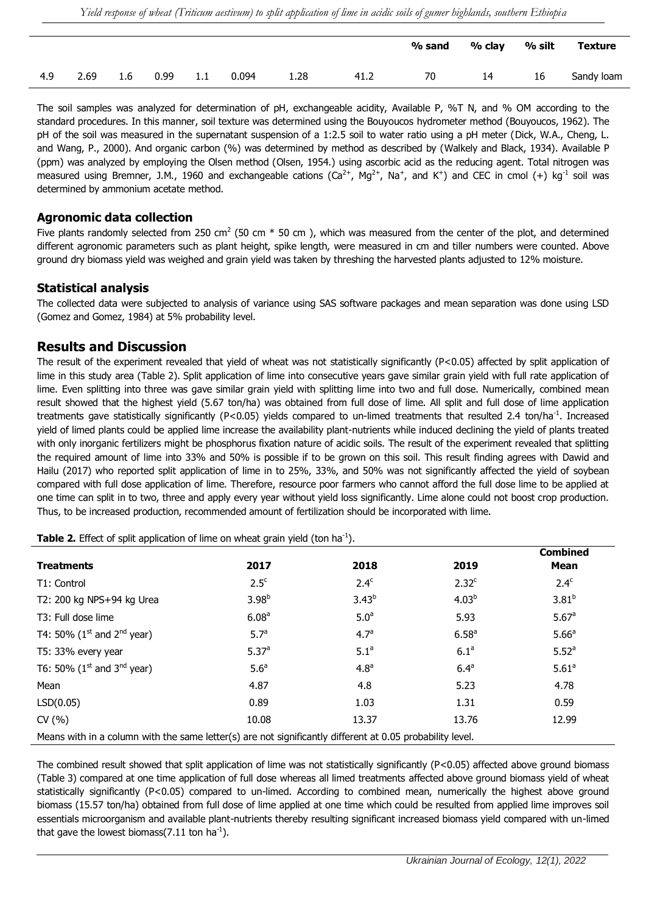|  |  |  |  |  |  |  |  | % sand | % clay | % silt | Texture |
|---|---|---|---|---|---|---|---|---|---|---|---|
| 4.9 | 2.69 | 1.6 | 0.99 | 1.1 | 0.094 | 1.28 | 41.2 | 70 | 14 | 16 | Sandy loam |

The soil samples was analyzed for determination of pH, exchangeable acidity, Available P, %T N, and % OM according to the standard procedures. In this manner, soil texture was determined using the Bouyoucos hydrometer method (Bouyoucos, 1962). The pH of the soil was measured in the supernatant suspension of a 1:2.5 soil to water ratio using a pH meter (Dick, W.A., Cheng, L. and Wang, P., 2000). And organic carbon (%) was determined by method as described by (Walkely and Black, 1934). Available P (ppm) was analyzed by employing the Olsen method (Olsen, 1954.) using ascorbic acid as the reducing agent. Total nitrogen was measured using Bremner, J.M., 1960 and exchangeable cations ($Ca^{2+}$, $Mg^{2+}$, $Na^{+}$, and $K^{+}$) and CEC in cmol (+) $kg^{-1}$ soil was determined by ammonium acetate method.

## Agronomic data collection

Five plants randomly selected from 250 $cm^2$ (50 cm * 50 cm ), which was measured from the center of the plot, and determined different agronomic parameters such as plant height, spike length, were measured in cm and tiller numbers were counted. Above ground dry biomass yield was weighed and grain yield was taken by threshing the harvested plants adjusted to 12% moisture.

## Statistical analysis

The collected data were subjected to analysis of variance using SAS software packages and mean separation was done using LSD (Gomez and Gomez, 1984) at 5% probability level.

## Results and Discussion

The result of the experiment revealed that yield of wheat was not statistically significantly ($P<0.05$) affected by split application of lime in this study area (Table 2). Split application of lime into consecutive years gave similar grain yield with full rate application of lime. Even splitting into three was gave similar grain yield with splitting lime into two and full dose. Numerically, combined mean result showed that the highest yield (5.67 ton/ha) was obtained from full dose of lime. All split and full dose of lime application treatments gave statistically significantly ($P<0.05$) yields compared to un-limed treatments that resulted 2.4 ton/$ha^{-1}$. Increased yield of limed plants could be applied lime increase the availability plant-nutrients while induced declining the yield of plants treated with only inorganic fertilizers might be phosphorus fixation nature of acidic soils. The result of the experiment revealed that splitting the required amount of lime into 33% and 50% is possible if to be grown on this soil. This result finding agrees with Dawid and Hailu (2017) who reported split application of lime in to 25%, 33%, and 50% was not significantly affected the yield of soybean compared with full dose application of lime. Therefore, resource poor farmers who cannot afford the full dose lime to be applied at one time can split in to two, three and apply every year without yield loss significantly. Lime alone could not boost crop production. Thus, to be increased production, recommended amount of fertilization should be incorporated with lime.

**Table 2.** Effect of split application of lime on wheat grain yield (ton $ha^{-1}$).

| Treatments | 2017 | 2018 | 2019 | Combined Mean |
|---|---|---|---|---|
| T1: Control | $2.5^{c}$ | $2.4^{c}$ | $2.32^{c}$ | $2.4^{c}$ |
| T2: 200 kg NPS+94 kg Urea | $3.98^{b}$ | $3.43^{b}$ | $4.03^{b}$ | $3.81^{b}$ |
| T3: Full dose lime | $6.08^{a}$ | $5.0^{a}$ | 5.93 | $5.67^{a}$ |
| T4: 50% ($1^{st}$ and $2^{nd}$ year) | $5.7^{a}$ | $4.7^{a}$ | $6.58^{a}$ | $5.66^{a}$ |
| T5: 33% every year | $5.37^{a}$ | $5.1^{a}$ | $6.1^{a}$ | $5.52^{a}$ |
| T6: 50% ($1^{st}$ and $3^{nd}$ year) | $5.6^{a}$ | $4.8^{a}$ | $6.4^{a}$ | $5.61^{a}$ |
| Mean | 4.87 | 4.8 | 5.23 | 4.78 |
| LSD(0.05) | 0.89 | 1.03 | 1.31 | 0.59 |
| CV (%) | 10.08 | 13.37 | 13.76 | 12.99 |

Means with in a column with the same letter(s) are not significantly different at 0.05 probability level.

The combined result showed that split application of lime was not statistically significantly ($P<0.05$) affected above ground biomass (Table 3) compared at one time application of full dose whereas all limed treatments affected above ground biomass yield of wheat statistically significantly ($P<0.05$) compared to un-limed. According to combined mean, numerically the highest above ground biomass (15.57 ton/ha) obtained from full dose of lime applied at one time which could be resulted from applied lime improves soil essentials microorganism and available plant-nutrients thereby resulting significant increased biomass yield compared with un-limed that gave the lowest biomass(7.11 ton $ha^{-1}$).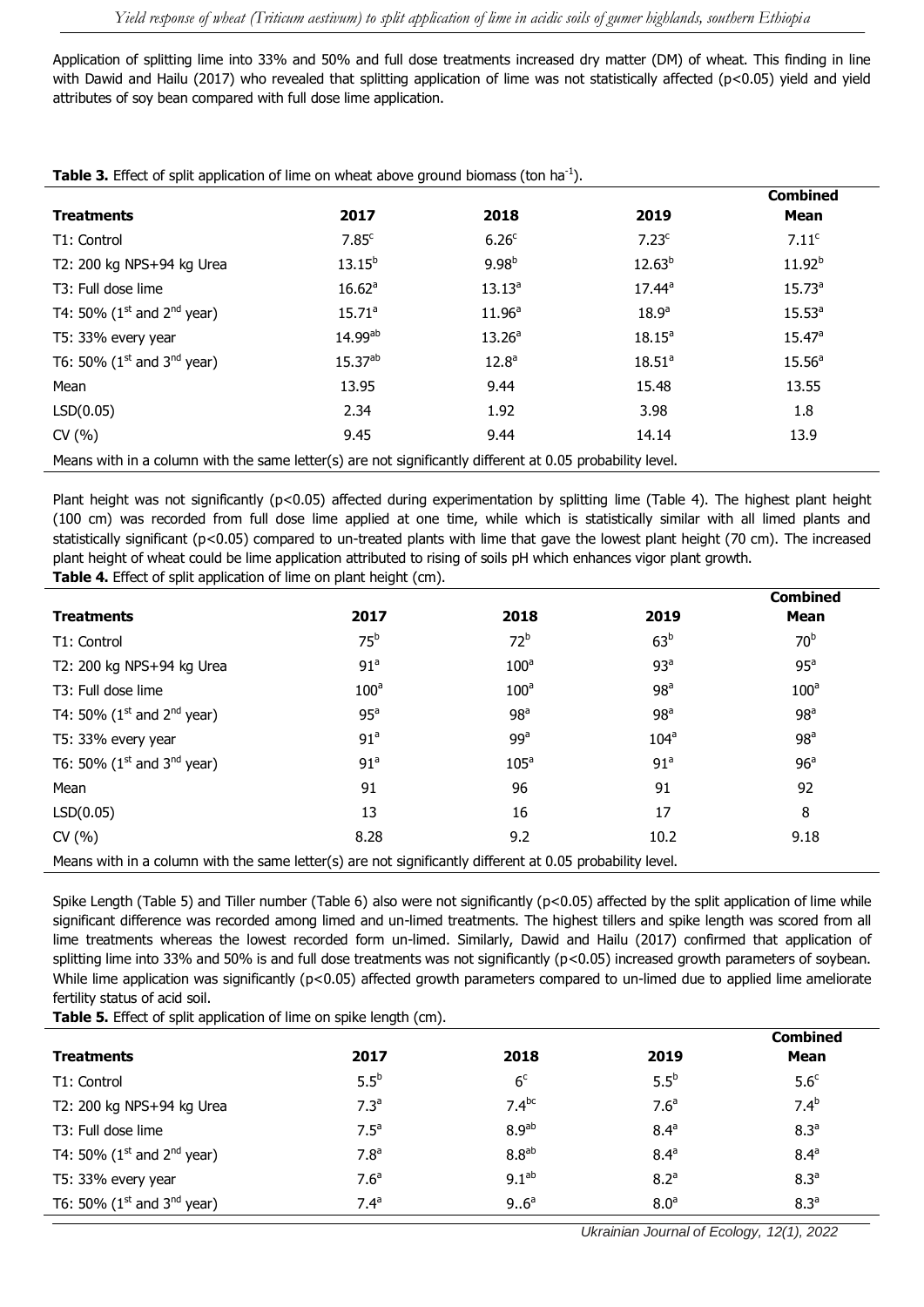Application of splitting lime into 33% and 50% and full dose treatments increased dry matter (DM) of wheat. This finding in line with Dawid and Hailu (2017) who revealed that splitting application of lime was not statistically affected ($p<0.05$) yield and yield attributes of soy bean compared with full dose lime application.

**Table 3.** Effect of split application of lime on wheat above ground biomass (ton $ha^{-1}$).

| Treatments | 2017 | 2018 | 2019 | Combined Mean |
|---|---|---|---|---|
| T1: Control | 7.85[c] | 6.26[c] | 7.23[c] | 7.11[c] |
| T2: 200 kg NPS+94 kg Urea | 13.15[b] | 9.98[b] | 12.63[b] | 11.92[b] |
| T3: Full dose lime | 16.62[a] | 13.13[a] | 17.44[a] | 15.73[a] |
| T4: 50% (1st and 2nd year) | 15.71[a] | 11.96[a] | 18.9[a] | 15.53[a] |
| T5: 33% every year | 14.99[ab] | 13.26[a] | 18.15[a] | 15.47[a] |
| T6: 50% (1st and 3nd year) | 15.37[ab] | 12.8[a] | 18.51[a] | 15.56[a] |
| Mean | 13.95 | 9.44 | 15.48 | 13.55 |
| LSD(0.05) | 2.34 | 1.92 | 3.98 | 1.8 |
| CV (%) | 9.45 | 9.44 | 14.14 | 13.9 |

Means with in a column with the same letter(s) are not significantly different at 0.05 probability level.

Plant height was not significantly ($p<0.05$) affected during experimentation by splitting lime (Table 4). The highest plant height (100 cm) was recorded from full dose lime applied at one time, while which is statistically similar with all limed plants and statistically significant ($p<0.05$) compared to un-treated plants with lime that gave the lowest plant height (70 cm). The increased plant height of wheat could be lime application attributed to rising of soils pH which enhances vigor plant growth.

**Table 4.** Effect of split application of lime on plant height (cm).

| Treatments | 2017 | 2018 | 2019 | Combined Mean |
|---|---|---|---|---|
| T1: Control | 75[b] | 72[b] | 63[b] | 70[b] |
| T2: 200 kg NPS+94 kg Urea | 91[a] | 100[a] | 93[a] | 95[a] |
| T3: Full dose lime | 100[a] | 100[a] | 98[a] | 100[a] |
| T4: 50% (1st and 2nd year) | 95[a] | 98[a] | 98[a] | 98[a] |
| T5: 33% every year | 91[a] | 99[a] | 104[a] | 98[a] |
| T6: 50% (1st and 3nd year) | 91[a] | 105[a] | 91[a] | 96[a] |
| Mean | 91 | 96 | 91 | 92 |
| LSD(0.05) | 13 | 16 | 17 | 8 |
| CV (%) | 8.28 | 9.2 | 10.2 | 9.18 |

Means with in a column with the same letter(s) are not significantly different at 0.05 probability level.

Spike Length (Table 5) and Tiller number (Table 6) also were not significantly ($p<0.05$) affected by the split application of lime while significant difference was recorded among limed and un-limed treatments. The highest tillers and spike length was scored from all lime treatments whereas the lowest recorded form un-limed. Similarly, Dawid and Hailu (2017) confirmed that application of splitting lime into 33% and 50% is and full dose treatments was not significantly ($p<0.05$) increased growth parameters of soybean. While lime application was significantly ($p<0.05$) affected growth parameters compared to un-limed due to applied lime ameliorate fertility status of acid soil.

**Table 5.** Effect of split application of lime on spike length (cm).

| Treatments | 2017 | 2018 | 2019 | Combined Mean |
|---|---|---|---|---|
| T1: Control | 5.5[b] | 6[c] | 5.5[b] | 5.6[c] |
| T2: 200 kg NPS+94 kg Urea | 7.3[a] | 7.4[bc] | 7.6[a] | 7.4[b] |
| T3: Full dose lime | 7.5[a] | 8.9[ab] | 8.4[a] | 8.3[a] |
| T4: 50% (1st and 2nd year) | 7.8[a] | 8.8[ab] | 8.4[a] | 8.4[a] |
| T5: 33% every year | 7.6[a] | 9.1[ab] | 8.2[a] | 8.3[a] |
| T6: 50% (1st and 3nd year) | 7.4[a] | 9..6[a] | 8.0[a] | 8.3[a] |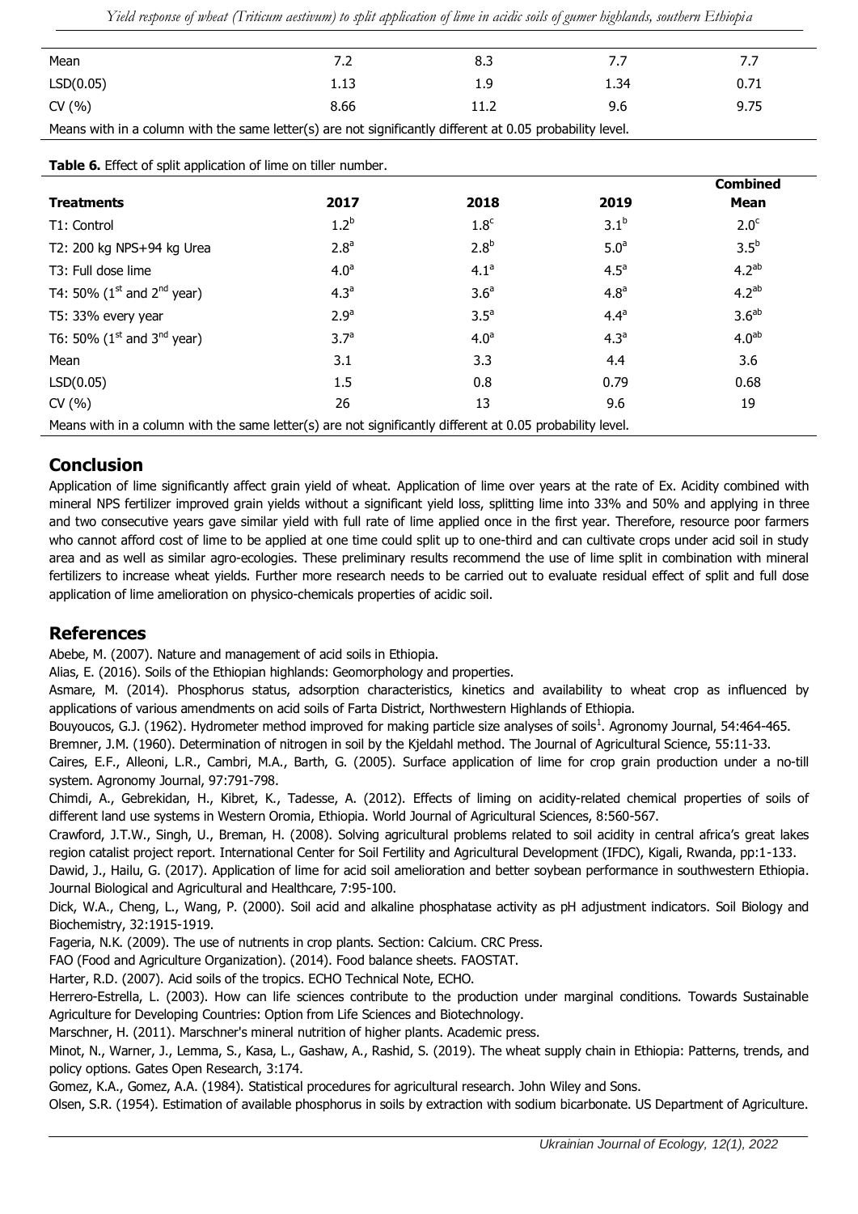| | | | | |
|---|---|---|---|---|
| Mean | 7.2 | 8.3 | 7.7 | 7.7 |
| LSD(0.05) | 1.13 | 1.9 | 1.34 | 0.71 |
| CV (%) | 8.66 | 11.2 | 9.6 | 9.75 |

Means with in a column with the same letter(s) are not significantly different at 0.05 probability level.

**Table 6.** Effect of split application of lime on tiller number.

| Treatments | 2017 | 2018 | 2019 | Combined Mean |
|---|---|---|---|---|
| T1: Control | $1.2^{b}$ | $1.8^{c}$ | $3.1^{b}$ | $2.0^{c}$ |
| T2: 200 kg NPS+94 kg Urea | $2.8^{a}$ | $2.8^{b}$ | $5.0^{a}$ | $3.5^{b}$ |
| T3: Full dose lime | $4.0^{a}$ | $4.1^{a}$ | $4.5^{a}$ | $4.2^{ab}$ |
| T4: 50% (1st and 2nd year) | $4.3^{a}$ | $3.6^{a}$ | $4.8^{a}$ | $4.2^{ab}$ |
| T5: 33% every year | $2.9^{a}$ | $3.5^{a}$ | $4.4^{a}$ | $3.6^{ab}$ |
| T6: 50% (1st and 3rd year) | $3.7^{a}$ | $4.0^{a}$ | $4.3^{a}$ | $4.0^{ab}$ |
| Mean | 3.1 | 3.3 | 4.4 | 3.6 |
| LSD(0.05) | 1.5 | 0.8 | 0.79 | 0.68 |
| CV (%) | 26 | 13 | 9.6 | 19 |

Means with in a column with the same letter(s) are not significantly different at 0.05 probability level.

## Conclusion

Application of lime significantly affect grain yield of wheat. Application of lime over years at the rate of Ex. Acidity combined with mineral NPS fertilizer improved grain yields without a significant yield loss, splitting lime into 33% and 50% and applying in three and two consecutive years gave similar yield with full rate of lime applied once in the first year. Therefore, resource poor farmers who cannot afford cost of lime to be applied at one time could split up to one-third and can cultivate crops under acid soil in study area and as well as similar agro-ecologies. These preliminary results recommend the use of lime split in combination with mineral fertilizers to increase wheat yields. Further more research needs to be carried out to evaluate residual effect of split and full dose application of lime amelioration on physico-chemicals properties of acidic soil.

## References

Abebe, M. (2007). Nature and management of acid soils in Ethiopia.

Alias, E. (2016). Soils of the Ethiopian highlands: Geomorphology and properties.

Asmare, M. (2014). Phosphorus status, adsorption characteristics, kinetics and availability to wheat crop as influenced by applications of various amendments on acid soils of Farta District, Northwestern Highlands of Ethiopia.

Bouyoucos, G.J. (1962). Hydrometer method improved for making particle size analyses of soils[1]. Agronomy Journal, 54:464-465.

Bremner, J.M. (1960). Determination of nitrogen in soil by the Kjeldahl method. The Journal of Agricultural Science, 55:11-33.

Caires, E.F., Alleoni, L.R., Cambri, M.A., Barth, G. (2005). Surface application of lime for crop grain production under a no-till system. Agronomy Journal, 97:791-798.

Chimdi, A., Gebrekidan, H., Kibret, K., Tadesse, A. (2012). Effects of liming on acidity-related chemical properties of soils of different land use systems in Western Oromia, Ethiopia. World Journal of Agricultural Sciences, 8:560-567.

Crawford, J.T.W., Singh, U., Breman, H. (2008). Solving agricultural problems related to soil acidity in central africa's great lakes region catalist project report. International Center for Soil Fertility and Agricultural Development (IFDC), Kigali, Rwanda, pp:1-133.

Dawid, J., Hailu, G. (2017). Application of lime for acid soil amelioration and better soybean performance in southwestern Ethiopia. Journal Biological and Agricultural and Healthcare, 7:95-100.

Dick, W.A., Cheng, L., Wang, P. (2000). Soil acid and alkaline phosphatase activity as pH adjustment indicators. Soil Biology and Biochemistry, 32:1915-1919.

Fageria, N.K. (2009). The use of nutrıents in crop plants. Section: Calcium. CRC Press.

FAO (Food and Agriculture Organization). (2014). Food balance sheets. FAOSTAT.

Harter, R.D. (2007). Acid soils of the tropics. ECHO Technical Note, ECHO.

Herrero-Estrella, L. (2003). How can life sciences contribute to the production under marginal conditions. Towards Sustainable Agriculture for Developing Countries: Option from Life Sciences and Biotechnology.

Marschner, H. (2011). Marschner's mineral nutrition of higher plants. Academic press.

Minot, N., Warner, J., Lemma, S., Kasa, L., Gashaw, A., Rashid, S. (2019). The wheat supply chain in Ethiopia: Patterns, trends, and policy options. Gates Open Research, 3:174.

Gomez, K.A., Gomez, A.A. (1984). Statistical procedures for agricultural research. John Wiley and Sons.

Olsen, S.R. (1954). Estimation of available phosphorus in soils by extraction with sodium bicarbonate. US Department of Agriculture.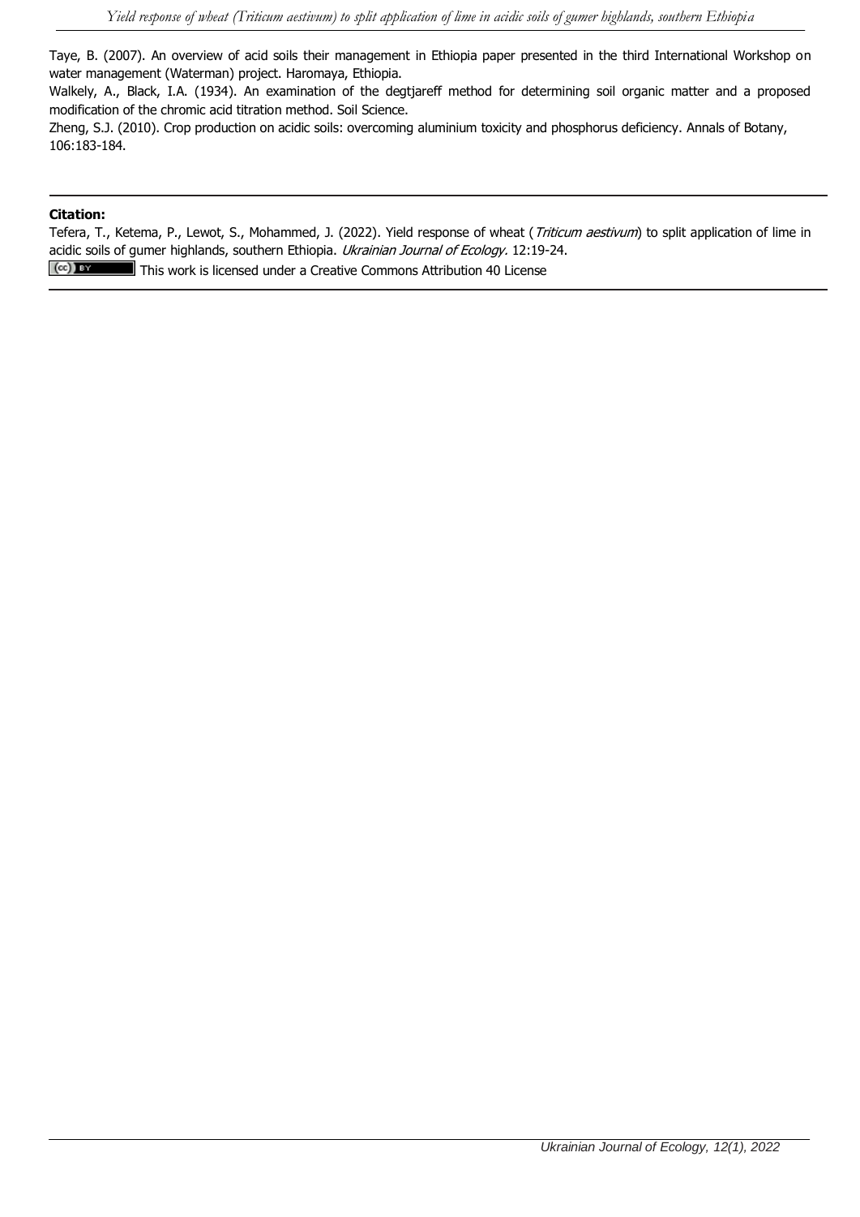Taye, B. (2007). An overview of acid soils their management in Ethiopia paper presented in the third International Workshop on water management (Waterman) project. Haromaya, Ethiopia.

Walkely, A., Black, I.A. (1934). An examination of the degtjareff method for determining soil organic matter and a proposed modification of the chromic acid titration method. Soil Science.

Zheng, S.J. (2010). Crop production on acidic soils: overcoming aluminium toxicity and phosphorus deficiency. Annals of Botany, 106:183-184.

---

**Citation:**

Tefera, T., Ketema, P., Lewot, S., Mohammed, J. (2022). Yield response of wheat (*Triticum aestivum*) to split application of lime in acidic soils of gumer highlands, southern Ethiopia. *Ukrainian Journal of Ecology.* 12:19-24.

This work is licensed under a Creative Commons Attribution 40 License